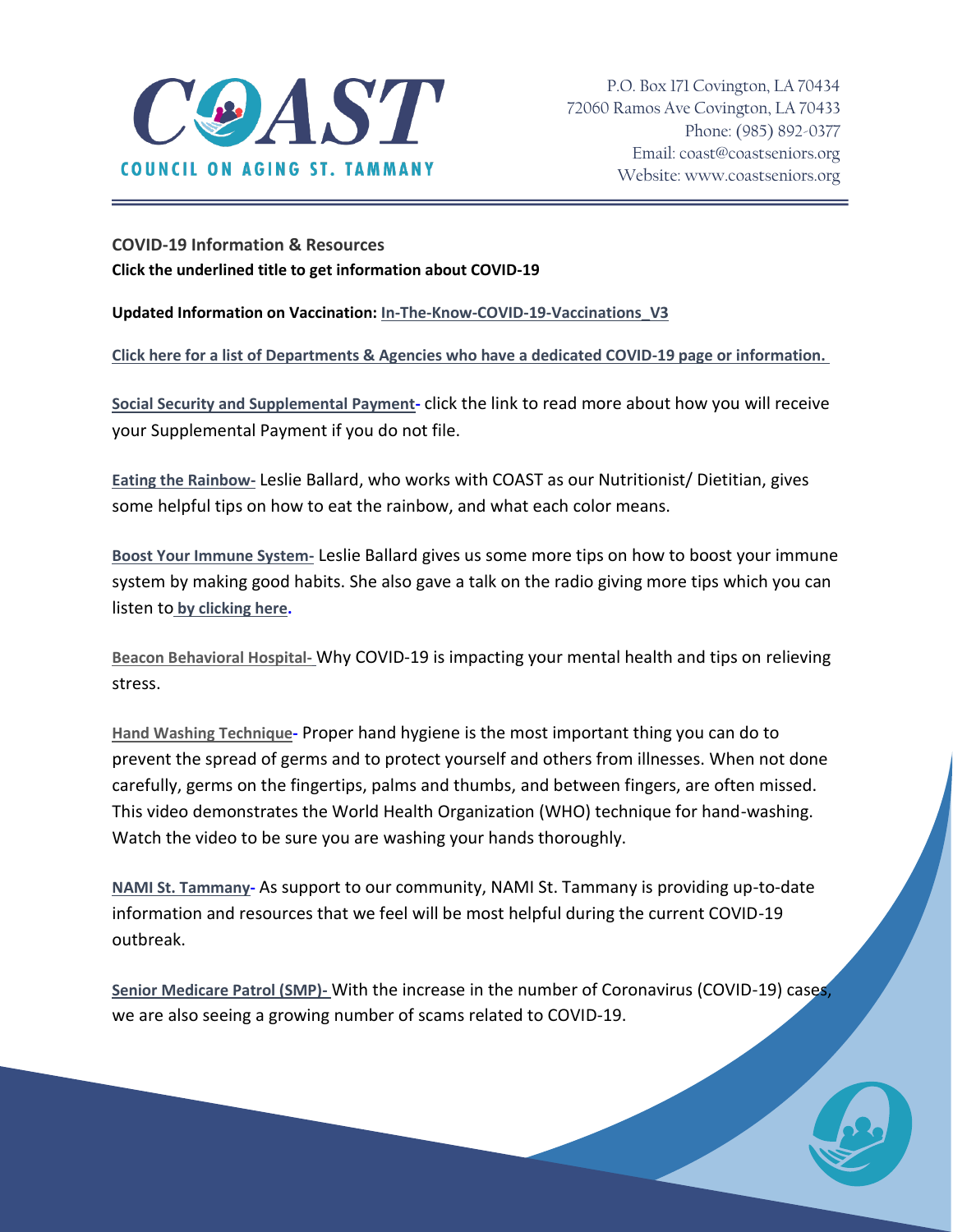**COAST**

**COUNCIL ON AGING ST. TAMMANY**

P.O. Box 171 Covington, LA 70434
72060 Ramos Ave Covington, LA 70433
Phone: (985) 892-0377
Email: coast@coastseniors.org
Website: www.coastseniors.org

## COVID-19 Information & Resources

**Click the underlined title to get information about COVID-19**

**Updated Information on Vaccination:** **In-The-Know-COVID-19-Vaccinations_V3**

**Click here for a list of Departments & Agencies who have a dedicated COVID-19 page or information.**

**Social Security and Supplemental Payment-** click the link to read more about how you will receive your Supplemental Payment if you do not file.

**Eating the Rainbow-** Leslie Ballard, who works with COAST as our Nutritionist/ Dietitian, gives some helpful tips on how to eat the rainbow, and what each color means.

**Boost Your Immune System-** Leslie Ballard gives us some more tips on how to boost your immune system by making good habits. She also gave a talk on the radio giving more tips which you can listen to **by clicking here.**

**Beacon Behavioral Hospital-** Why COVID-19 is impacting your mental health and tips on relieving stress.

**Hand Washing Technique-** Proper hand hygiene is the most important thing you can do to prevent the spread of germs and to protect yourself and others from illnesses. When not done carefully, germs on the fingertips, palms and thumbs, and between fingers, are often missed. This video demonstrates the World Health Organization (WHO) technique for hand-washing. Watch the video to be sure you are washing your hands thoroughly.

**NAMI St. Tammany-** As support to our community, NAMI St. Tammany is providing up-to-date information and resources that we feel will be most helpful during the current COVID-19 outbreak.

**Senior Medicare Patrol (SMP)-** With the increase in the number of Coronavirus (COVID-19) cases, we are also seeing a growing number of scams related to COVID-19.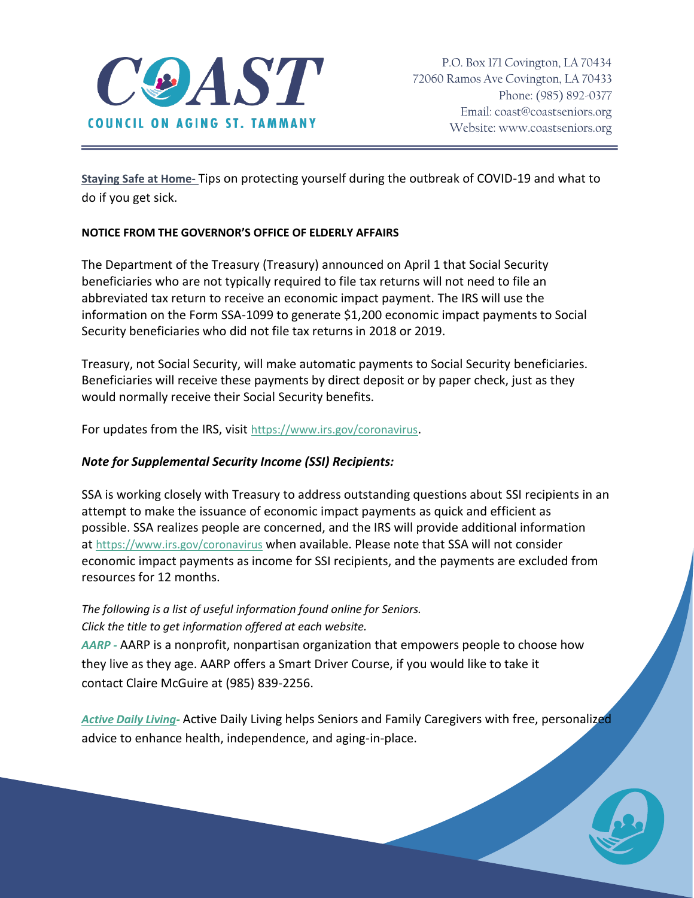**Staying Safe at Home-** Tips on protecting yourself during the outbreak of COVID-19 and what to do if you get sick.

**NOTICE FROM THE GOVERNOR'S OFFICE OF ELDERLY AFFAIRS**

The Department of the Treasury (Treasury) announced on April 1 that Social Security beneficiaries who are not typically required to file tax returns will not need to file an abbreviated tax return to receive an economic impact payment. The IRS will use the information on the Form SSA-1099 to generate $1,200 economic impact payments to Social Security beneficiaries who did not file tax returns in 2018 or 2019.

Treasury, not Social Security, will make automatic payments to Social Security beneficiaries. Beneficiaries will receive these payments by direct deposit or by paper check, just as they would normally receive their Social Security benefits.

For updates from the IRS, visit https://www.irs.gov/coronavirus.

***Note for Supplemental Security Income (SSI) Recipients:***

SSA is working closely with Treasury to address outstanding questions about SSI recipients in an attempt to make the issuance of economic impact payments as quick and efficient as possible. SSA realizes people are concerned, and the IRS will provide additional information at https://www.irs.gov/coronavirus when available. Please note that SSA will not consider economic impact payments as income for SSI recipients, and the payments are excluded from resources for 12 months.

*The following is a list of useful information found online for Seniors.*
*Click the title to get information offered at each website.*

***AARP -*** AARP is a nonprofit, nonpartisan organization that empowers people to choose how they live as they age. AARP offers a Smart Driver Course, if you would like to take it contact Claire McGuire at (985) 839-2256.

***Active Daily Living-*** Active Daily Living helps Seniors and Family Caregivers with free, personalized advice to enhance health, independence, and aging-in-place.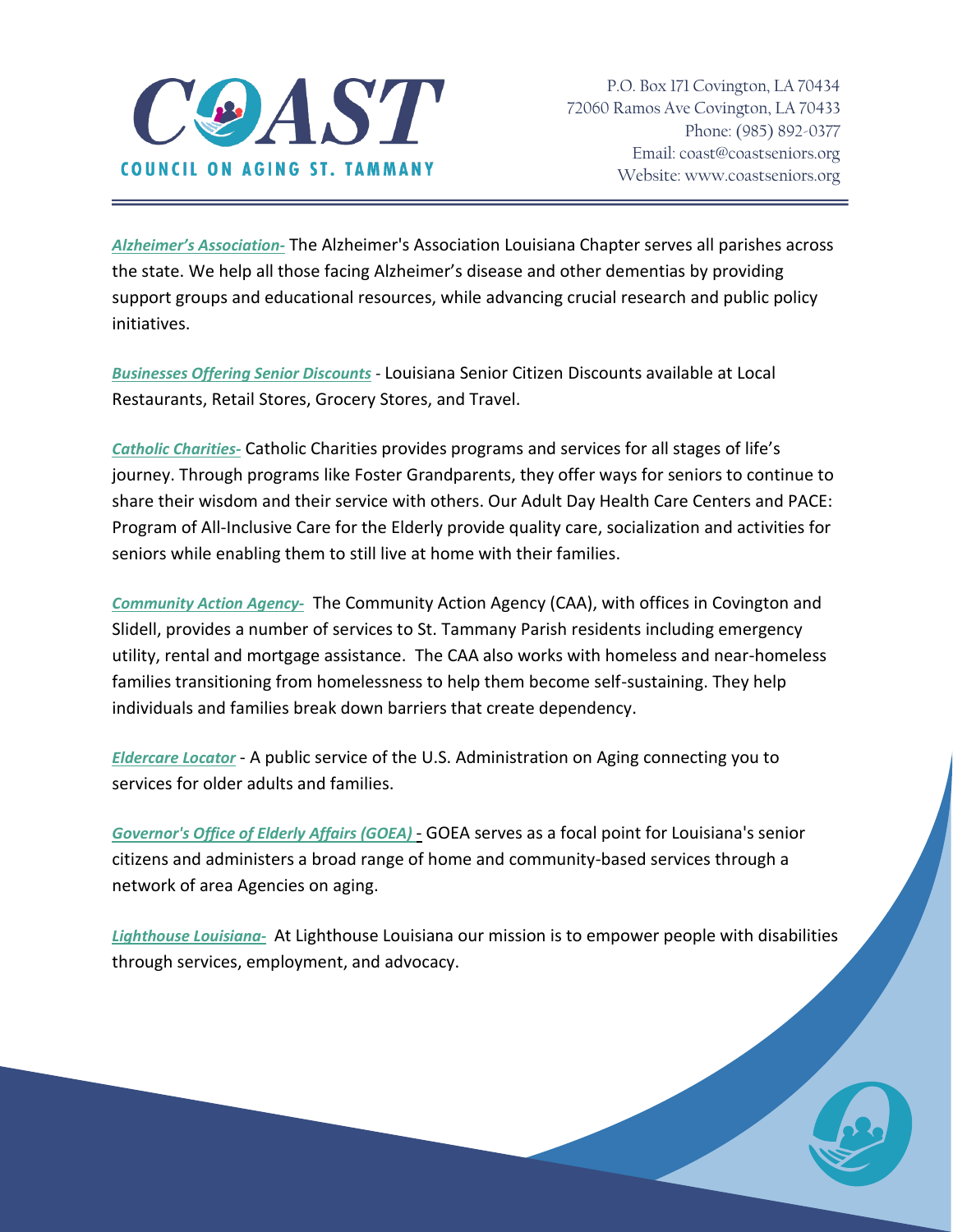***Alzheimer's Association-*** The Alzheimer's Association Louisiana Chapter serves all parishes across the state. We help all those facing Alzheimer's disease and other dementias by providing support groups and educational resources, while advancing crucial research and public policy initiatives.

***Businesses Offering Senior Discounts*** - Louisiana Senior Citizen Discounts available at Local Restaurants, Retail Stores, Grocery Stores, and Travel.

***Catholic Charities-*** Catholic Charities provides programs and services for all stages of life's journey. Through programs like Foster Grandparents, they offer ways for seniors to continue to share their wisdom and their service with others. Our Adult Day Health Care Centers and PACE: Program of All-Inclusive Care for the Elderly provide quality care, socialization and activities for seniors while enabling them to still live at home with their families.

***Community Action Agency-*** The Community Action Agency (CAA), with offices in Covington and Slidell, provides a number of services to St. Tammany Parish residents including emergency utility, rental and mortgage assistance. The CAA also works with homeless and near-homeless families transitioning from homelessness to help them become self-sustaining. They help individuals and families break down barriers that create dependency.

***Eldercare Locator*** - A public service of the U.S. Administration on Aging connecting you to services for older adults and families.

***Governor's Office of Elderly Affairs (GOEA)*** - GOEA serves as a focal point for Louisiana's senior citizens and administers a broad range of home and community-based services through a network of area Agencies on aging.

***Lighthouse Louisiana-*** At Lighthouse Louisiana our mission is to empower people with disabilities through services, employment, and advocacy.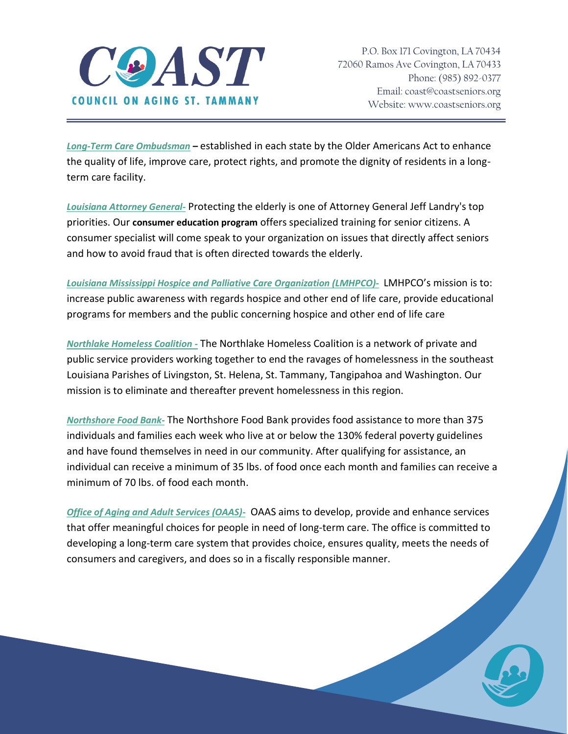***Long-Term Care Ombudsman*** **–** established in each state by the Older Americans Act to enhance the quality of life, improve care, protect rights, and promote the dignity of residents in a long-term care facility.

***Louisiana Attorney General-*** Protecting the elderly is one of Attorney General Jeff Landry's top priorities. Our **consumer education program** offers specialized training for senior citizens. A consumer specialist will come speak to your organization on issues that directly affect seniors and how to avoid fraud that is often directed towards the elderly.

***Louisiana Mississippi Hospice and Palliative Care Organization (LMHPCO)-*** LMHPCO's mission is to: increase public awareness with regards hospice and other end of life care, provide educational programs for members and the public concerning hospice and other end of life care

***Northlake Homeless Coalition -*** The Northlake Homeless Coalition is a network of private and public service providers working together to end the ravages of homelessness in the southeast Louisiana Parishes of Livingston, St. Helena, St. Tammany, Tangipahoa and Washington. Our mission is to eliminate and thereafter prevent homelessness in this region.

***Northshore Food Bank-*** The Northshore Food Bank provides food assistance to more than 375 individuals and families each week who live at or below the 130% federal poverty guidelines and have found themselves in need in our community. After qualifying for assistance, an individual can receive a minimum of 35 lbs. of food once each month and families can receive a minimum of 70 lbs. of food each month.

***Office of Aging and Adult Services (OAAS)-*** OAAS aims to develop, provide and enhance services that offer meaningful choices for people in need of long-term care. The office is committed to developing a long-term care system that provides choice, ensures quality, meets the needs of consumers and caregivers, and does so in a fiscally responsible manner.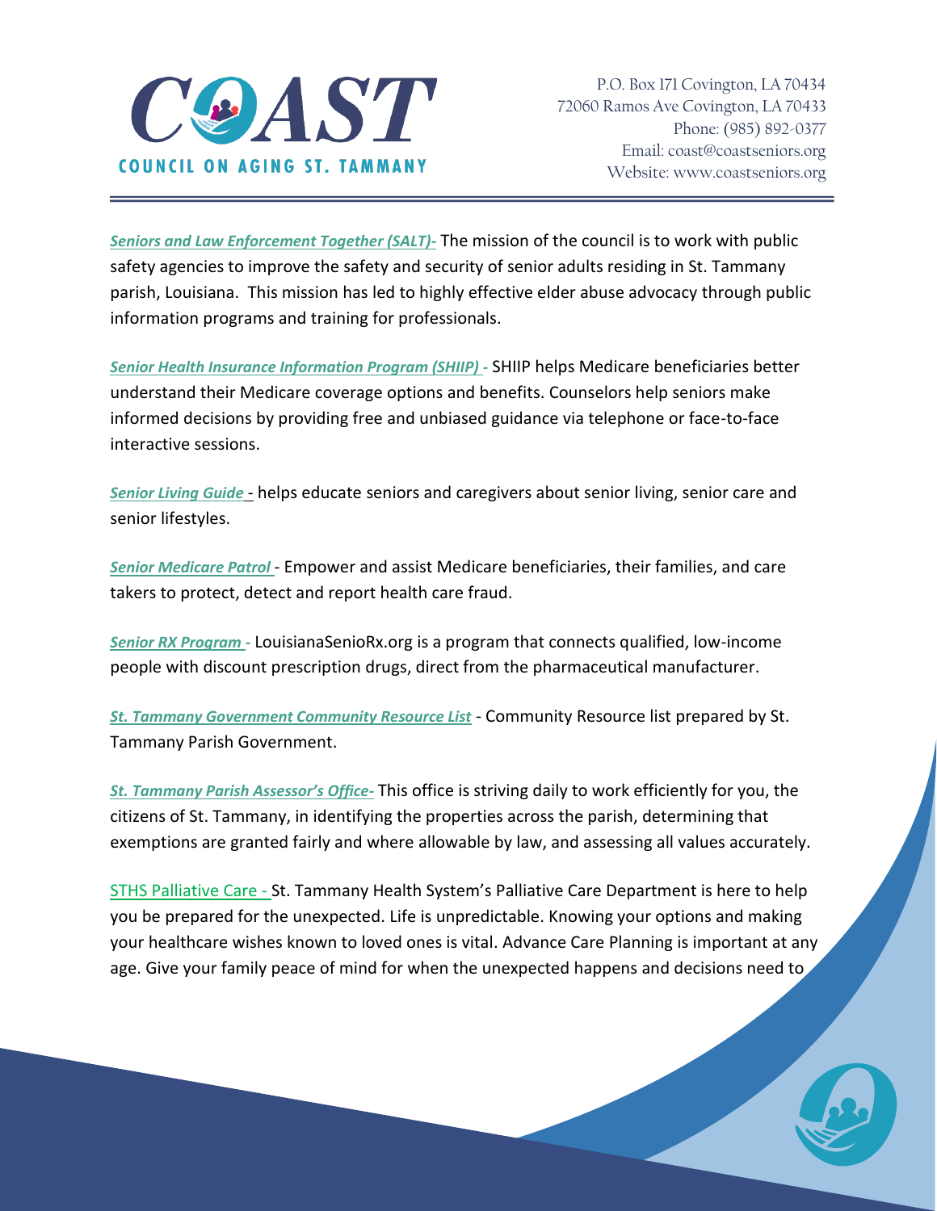***Seniors and Law Enforcement Together (SALT)-*** The mission of the council is to work with public safety agencies to improve the safety and security of senior adults residing in St. Tammany parish, Louisiana. This mission has led to highly effective elder abuse advocacy through public information programs and training for professionals.

***Senior Health Insurance Information Program (SHIIP) -*** SHIIP helps Medicare beneficiaries better understand their Medicare coverage options and benefits. Counselors help seniors make informed decisions by providing free and unbiased guidance via telephone or face-to-face interactive sessions.

***Senior Living Guide*** - helps educate seniors and caregivers about senior living, senior care and senior lifestyles.

***Senior Medicare Patrol*** - Empower and assist Medicare beneficiaries, their families, and care takers to protect, detect and report health care fraud.

***Senior RX Program -*** LouisianaSenioRx.org is a program that connects qualified, low-income people with discount prescription drugs, direct from the pharmaceutical manufacturer.

***St. Tammany Government Community Resource List*** - Community Resource list prepared by St. Tammany Parish Government.

***St. Tammany Parish Assessor's Office-*** This office is striving daily to work efficiently for you, the citizens of St. Tammany, in identifying the properties across the parish, determining that exemptions are granted fairly and where allowable by law, and assessing all values accurately.

STHS Palliative Care - St. Tammany Health System's Palliative Care Department is here to help you be prepared for the unexpected. Life is unpredictable. Knowing your options and making your healthcare wishes known to loved ones is vital. Advance Care Planning is important at any age. Give your family peace of mind for when the unexpected happens and decisions need to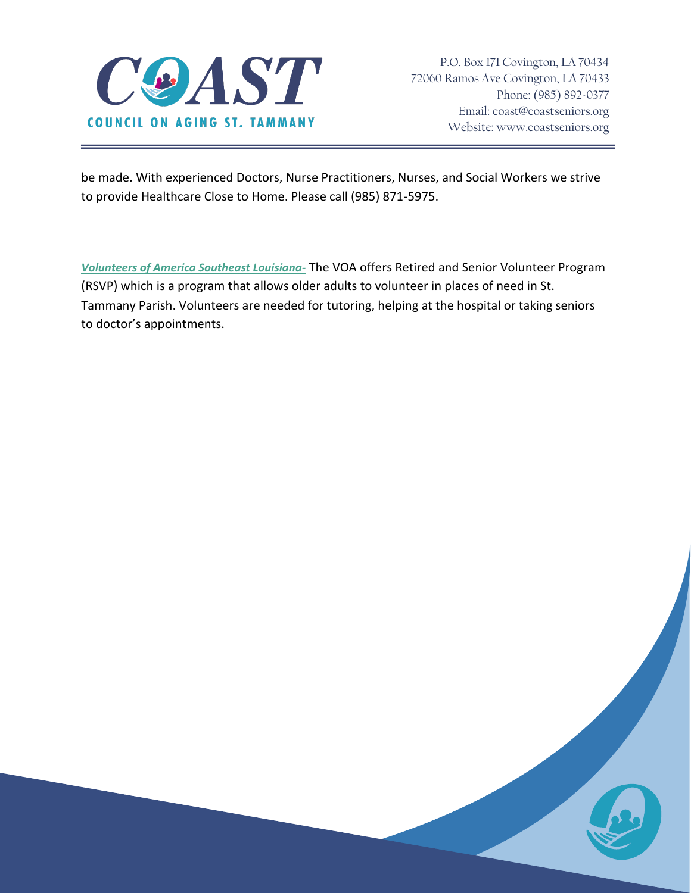be made. With experienced Doctors, Nurse Practitioners, Nurses, and Social Workers we strive to provide Healthcare Close to Home. Please call (985) 871-5975.

***Volunteers of America Southeast Louisiana-*** The VOA offers Retired and Senior Volunteer Program (RSVP) which is a program that allows older adults to volunteer in places of need in St. Tammany Parish. Volunteers are needed for tutoring, helping at the hospital or taking seniors to doctor's appointments.